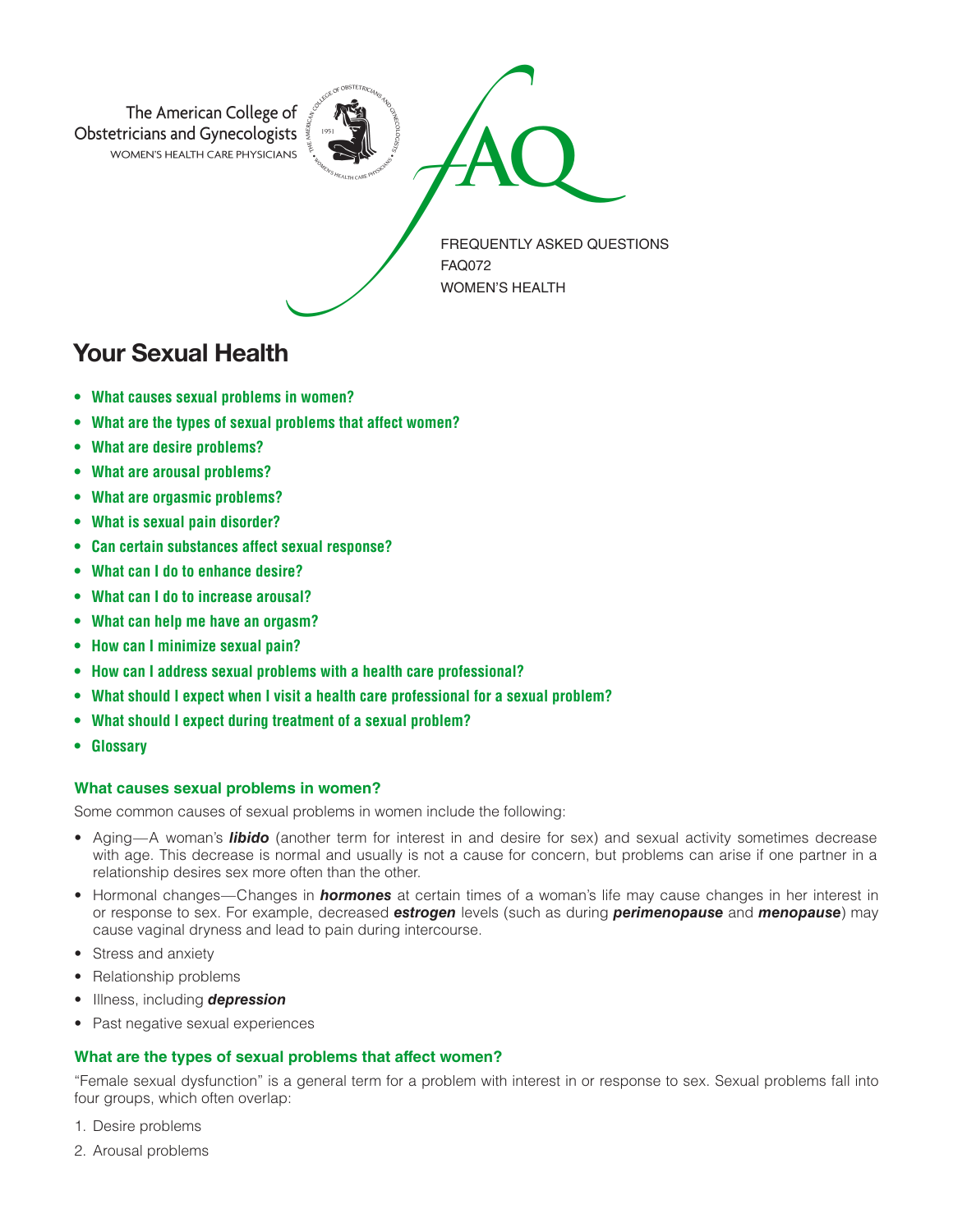The American College of Obstetricians and Gynecologists
WOMEN'S HEALTH CARE PHYSICIANS

FAQ

FREQUENTLY ASKED QUESTIONS
FAQ072
WOMEN'S HEALTH

# Your Sexual Health

- **What causes sexual problems in women?**
- **What are the types of sexual problems that affect women?**
- **What are desire problems?**
- **What are arousal problems?**
- **What are orgasmic problems?**
- **What is sexual pain disorder?**
- **Can certain substances affect sexual response?**
- **What can I do to enhance desire?**
- **What can I do to increase arousal?**
- **What can help me have an orgasm?**
- **How can I minimize sexual pain?**
- **How can I address sexual problems with a health care professional?**
- **What should I expect when I visit a health care professional for a sexual problem?**
- **What should I expect during treatment of a sexual problem?**
- **Glossary**

### What causes sexual problems in women?

Some common causes of sexual problems in women include the following:

- Aging—A woman's ***libido*** (another term for interest in and desire for sex) and sexual activity sometimes decrease with age. This decrease is normal and usually is not a cause for concern, but problems can arise if one partner in a relationship desires sex more often than the other.
- Hormonal changes—Changes in ***hormones*** at certain times of a woman's life may cause changes in her interest in or response to sex. For example, decreased ***estrogen*** levels (such as during ***perimenopause*** and ***menopause***) may cause vaginal dryness and lead to pain during intercourse.
- Stress and anxiety
- Relationship problems
- Illness, including ***depression***
- Past negative sexual experiences

### What are the types of sexual problems that affect women?

"Female sexual dysfunction" is a general term for a problem with interest in or response to sex. Sexual problems fall into four groups, which often overlap:

1. Desire problems
2. Arousal problems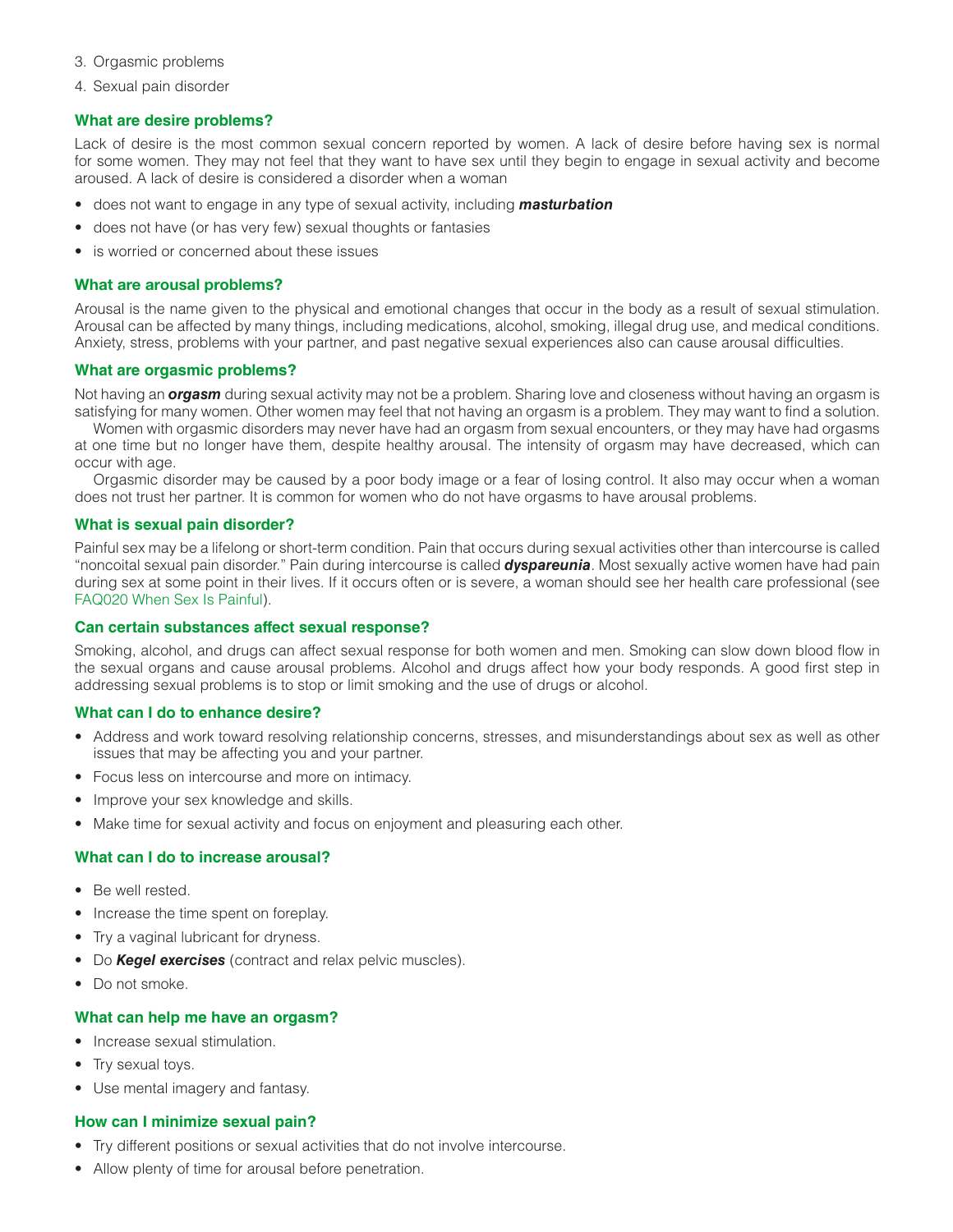3. Orgasmic problems
4. Sexual pain disorder

### What are desire problems?

Lack of desire is the most common sexual concern reported by women. A lack of desire before having sex is normal for some women. They may not feel that they want to have sex until they begin to engage in sexual activity and become aroused. A lack of desire is considered a disorder when a woman

- does not want to engage in any type of sexual activity, including ***masturbation***
- does not have (or has very few) sexual thoughts or fantasies
- is worried or concerned about these issues

### What are arousal problems?

Arousal is the name given to the physical and emotional changes that occur in the body as a result of sexual stimulation. Arousal can be affected by many things, including medications, alcohol, smoking, illegal drug use, and medical conditions. Anxiety, stress, problems with your partner, and past negative sexual experiences also can cause arousal difficulties.

### What are orgasmic problems?

Not having an ***orgasm*** during sexual activity may not be a problem. Sharing love and closeness without having an orgasm is satisfying for many women. Other women may feel that not having an orgasm is a problem. They may want to find a solution.

Women with orgasmic disorders may never have had an orgasm from sexual encounters, or they may have had orgasms at one time but no longer have them, despite healthy arousal. The intensity of orgasm may have decreased, which can occur with age.

Orgasmic disorder may be caused by a poor body image or a fear of losing control. It also may occur when a woman does not trust her partner. It is common for women who do not have orgasms to have arousal problems.

### What is sexual pain disorder?

Painful sex may be a lifelong or short-term condition. Pain that occurs during sexual activities other than intercourse is called "noncoital sexual pain disorder." Pain during intercourse is called ***dyspareunia***. Most sexually active women have had pain during sex at some point in their lives. If it occurs often or is severe, a woman should see her health care professional (see FAQ020 When Sex Is Painful).

### Can certain substances affect sexual response?

Smoking, alcohol, and drugs can affect sexual response for both women and men. Smoking can slow down blood flow in the sexual organs and cause arousal problems. Alcohol and drugs affect how your body responds. A good first step in addressing sexual problems is to stop or limit smoking and the use of drugs or alcohol.

### What can I do to enhance desire?

- Address and work toward resolving relationship concerns, stresses, and misunderstandings about sex as well as other issues that may be affecting you and your partner.
- Focus less on intercourse and more on intimacy.
- Improve your sex knowledge and skills.
- Make time for sexual activity and focus on enjoyment and pleasuring each other.

### What can I do to increase arousal?

- Be well rested.
- Increase the time spent on foreplay.
- Try a vaginal lubricant for dryness.
- Do ***Kegel exercises*** (contract and relax pelvic muscles).
- Do not smoke.

### What can help me have an orgasm?

- Increase sexual stimulation.
- Try sexual toys.
- Use mental imagery and fantasy.

### How can I minimize sexual pain?

- Try different positions or sexual activities that do not involve intercourse.
- Allow plenty of time for arousal before penetration.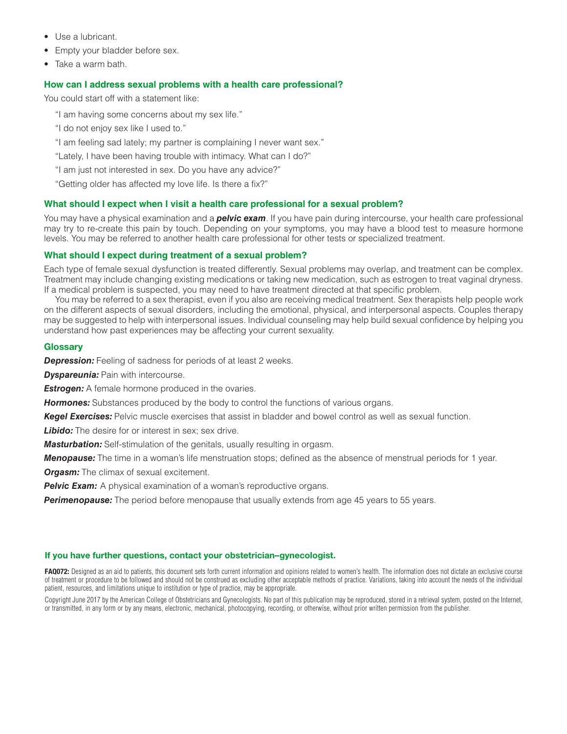- Use a lubricant.
- Empty your bladder before sex.
- Take a warm bath.

## How can I address sexual problems with a health care professional?

You could start off with a statement like:

"I am having some concerns about my sex life."

"I do not enjoy sex like I used to."

"I am feeling sad lately; my partner is complaining I never want sex."

"Lately, I have been having trouble with intimacy. What can I do?"

"I am just not interested in sex. Do you have any advice?"

"Getting older has affected my love life. Is there a fix?"

## What should I expect when I visit a health care professional for a sexual problem?

You may have a physical examination and a ***pelvic exam***. If you have pain during intercourse, your health care professional may try to re-create this pain by touch. Depending on your symptoms, you may have a blood test to measure hormone levels. You may be referred to another health care professional for other tests or specialized treatment.

## What should I expect during treatment of a sexual problem?

Each type of female sexual dysfunction is treated differently. Sexual problems may overlap, and treatment can be complex. Treatment may include changing existing medications or taking new medication, such as estrogen to treat vaginal dryness. If a medical problem is suspected, you may need to have treatment directed at that specific problem.

You may be referred to a sex therapist, even if you also are receiving medical treatment. Sex therapists help people work on the different aspects of sexual disorders, including the emotional, physical, and interpersonal aspects. Couples therapy may be suggested to help with interpersonal issues. Individual counseling may help build sexual confidence by helping you understand how past experiences may be affecting your current sexuality.

## Glossary

***Depression:*** Feeling of sadness for periods of at least 2 weeks.

***Dyspareunia:*** Pain with intercourse.

***Estrogen:*** A female hormone produced in the ovaries.

***Hormones:*** Substances produced by the body to control the functions of various organs.

***Kegel Exercises:*** Pelvic muscle exercises that assist in bladder and bowel control as well as sexual function.

***Libido:*** The desire for or interest in sex; sex drive.

***Masturbation:*** Self-stimulation of the genitals, usually resulting in orgasm.

***Menopause:*** The time in a woman's life menstruation stops; defined as the absence of menstrual periods for 1 year.

***Orgasm:*** The climax of sexual excitement.

***Pelvic Exam:*** A physical examination of a woman's reproductive organs.

***Perimenopause:*** The period before menopause that usually extends from age 45 years to 55 years.

**If you have further questions, contact your obstetrician–gynecologist.**

**FAQ072:** Designed as an aid to patients, this document sets forth current information and opinions related to women's health. The information does not dictate an exclusive course of treatment or procedure to be followed and should not be construed as excluding other acceptable methods of practice. Variations, taking into account the needs of the individual patient, resources, and limitations unique to institution or type of practice, may be appropriate.

Copyright June 2017 by the American College of Obstetricians and Gynecologists. No part of this publication may be reproduced, stored in a retrieval system, posted on the Internet, or transmitted, in any form or by any means, electronic, mechanical, photocopying, recording, or otherwise, without prior written permission from the publisher.